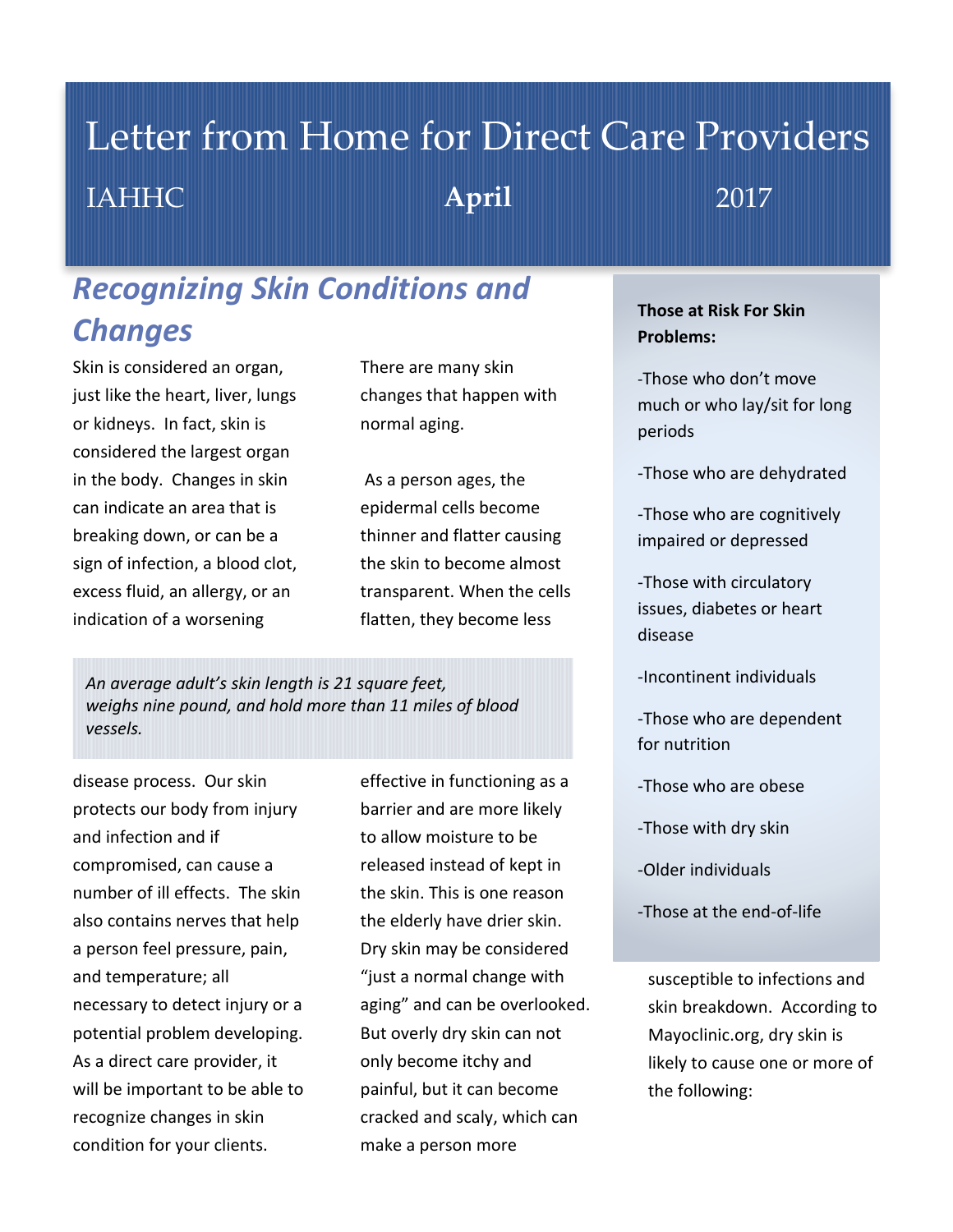# Letter from Home for Direct Care Providers

IAHHC **April** 2017

## *Recognizing Skin Conditions and Changes*

Skin is considered an organ, just like the heart, liver, lungs or kidneys. In fact, skin is considered the largest organ in the body. Changes in skin can indicate an area that is breaking down, or can be a sign of infection, a blood clot, excess fluid, an allergy, or an indication of a worsening disease process. Our skin protects our body from injury and infection and if compromised, can cause a number of ill effects. The skin also contains nerves that help a person feel pressure, pain, and temperature; all necessary to detect injury or a potential problem developing. As a direct care provider, it will be important to be able to recognize changes in skin condition for your clients.

*An average adult's skin length is 21 square feet, weighs nine pound, and hold more than 11 miles of blood vessels.*

There are many skin changes that happen with normal aging.

As a person ages, the epidermal cells become thinner and flatter causing the skin to become almost transparent. When the cells flatten, they become less effective in functioning as a barrier and are more likely to allow moisture to be released instead of kept in the skin. This is one reason the elderly have drier skin. Dry skin may be considered "just a normal change with aging" and can be overlooked. But overly dry skin can not only become itchy and painful, but it can become cracked and scaly, which can make a person more susceptible to infections and skin breakdown. According to Mayoclinic.org, dry skin is likely to cause one or more of the following:

**Those at Risk For Skin Problems:**

-Those who don't move much or who lay/sit for long periods

-Those who are dehydrated

-Those who are cognitively impaired or depressed

-Those with circulatory issues, diabetes or heart disease

-Incontinent individuals

-Those who are dependent for nutrition

-Those who are obese

-Those with dry skin

-Older individuals

-Those at the end-of-life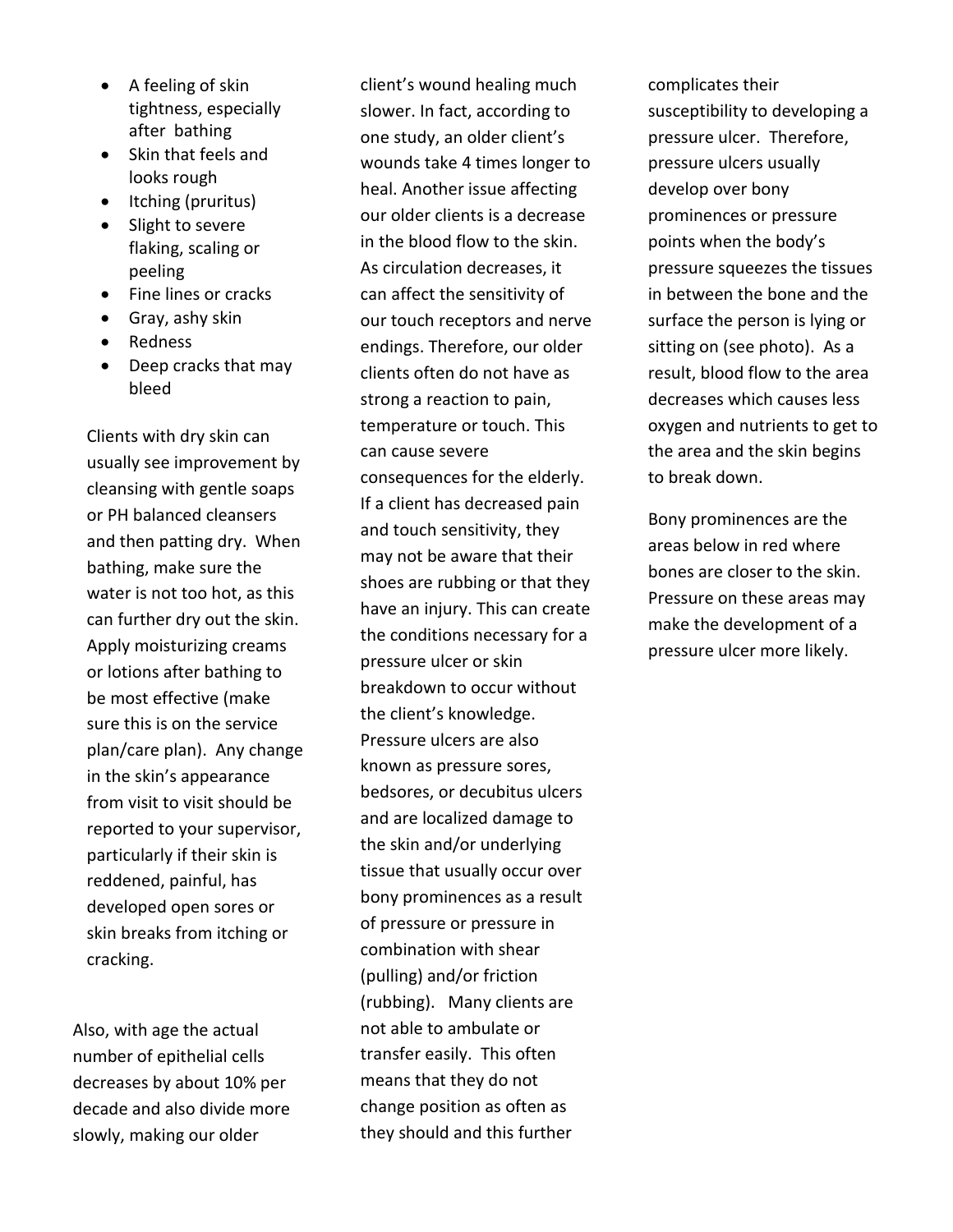- A feeling of skin tightness, especially after bathing
- Skin that feels and looks rough
- Itching (pruritus)
- Slight to severe flaking, scaling or peeling
- Fine lines or cracks
- Gray, ashy skin
- Redness
- Deep cracks that may bleed

Clients with dry skin can usually see improvement by cleansing with gentle soaps or PH balanced cleansers and then patting dry. When bathing, make sure the water is not too hot, as this can further dry out the skin. Apply moisturizing creams or lotions after bathing to be most effective (make sure this is on the service plan/care plan). Any change in the skin's appearance from visit to visit should be reported to your supervisor, particularly if their skin is reddened, painful, has developed open sores or skin breaks from itching or cracking.

Also, with age the actual number of epithelial cells decreases by about 10% per decade and also divide more slowly, making our older client's wound healing much slower. In fact, according to one study, an older client's wounds take 4 times longer to heal. Another issue affecting our older clients is a decrease in the blood flow to the skin. As circulation decreases, it can affect the sensitivity of our touch receptors and nerve endings. Therefore, our older clients often do not have as strong a reaction to pain, temperature or touch. This can cause severe consequences for the elderly. If a client has decreased pain and touch sensitivity, they may not be aware that their shoes are rubbing or that they have an injury. This can create the conditions necessary for a pressure ulcer or skin breakdown to occur without the client's knowledge. Pressure ulcers are also known as pressure sores, bedsores, or decubitus ulcers and are localized damage to the skin and/or underlying tissue that usually occur over bony prominences as a result of pressure or pressure in combination with shear (pulling) and/or friction (rubbing). Many clients are not able to ambulate or transfer easily. This often means that they do not change position as often as they should and this further complicates their susceptibility to developing a pressure ulcer. Therefore, pressure ulcers usually develop over bony prominences or pressure points when the body's pressure squeezes the tissues in between the bone and the surface the person is lying or sitting on (see photo). As a result, blood flow to the area decreases which causes less oxygen and nutrients to get to the area and the skin begins to break down.

Bony prominences are the areas below in red where bones are closer to the skin. Pressure on these areas may make the development of a pressure ulcer more likely.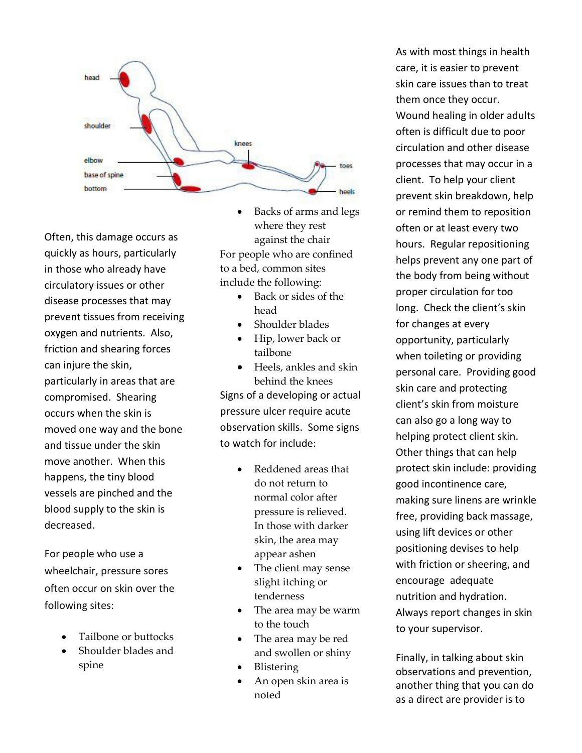Often, this damage occurs as quickly as hours, particularly in those who already have circulatory issues or other disease processes that may prevent tissues from receiving oxygen and nutrients. Also, friction and shearing forces can injure the skin, particularly in areas that are compromised. Shearing occurs when the skin is moved one way and the bone and tissue under the skin move another. When this happens, the tiny blood vessels are pinched and the blood supply to the skin is decreased.

For people who use a wheelchair, pressure sores often occur on skin over the following sites:

- Tailbone or buttocks
- Shoulder blades and spine
- Backs of arms and legs where they rest against the chair

For people who are confined to a bed, common sites include the following:

- Back or sides of the head
- Shoulder blades
- Hip, lower back or tailbone
- Heels, ankles and skin behind the knees

Signs of a developing or actual pressure ulcer require acute observation skills. Some signs to watch for include:

- Reddened areas that do not return to normal color after pressure is relieved. In those with darker skin, the area may appear ashen
- The client may sense slight itching or tenderness
- The area may be warm to the touch
- The area may be red and swollen or shiny
- Blistering
- An open skin area is noted

As with most things in health care, it is easier to prevent skin care issues than to treat them once they occur. Wound healing in older adults often is difficult due to poor circulation and other disease processes that may occur in a client. To help your client prevent skin breakdown, help or remind them to reposition often or at least every two hours. Regular repositioning helps prevent any one part of the body from being without proper circulation for too long. Check the client's skin for changes at every opportunity, particularly when toileting or providing personal care. Providing good skin care and protecting client's skin from moisture can also go a long way to helping protect client skin. Other things that can help protect skin include: providing good incontinence care, making sure linens are wrinkle free, providing back massage, using lift devices or other positioning devises to help with friction or sheering, and encourage adequate nutrition and hydration. Always report changes in skin to your supervisor.

Finally, in talking about skin observations and prevention, another thing that you can do as a direct are provider is to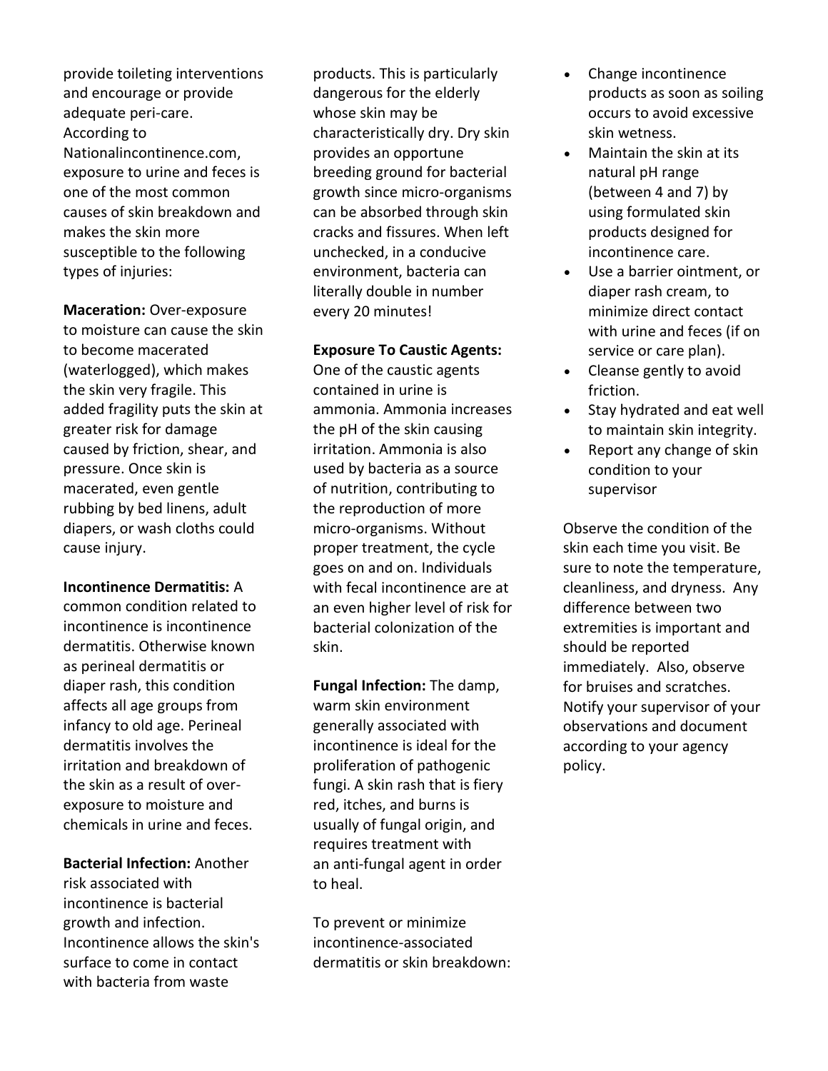provide toileting interventions and encourage or provide adequate peri-care. According to Nationalincontinence.com, exposure to urine and feces is one of the most common causes of skin breakdown and makes the skin more susceptible to the following types of injuries:

**Maceration:** Over-exposure to moisture can cause the skin to become macerated (waterlogged), which makes the skin very fragile. This added fragility puts the skin at greater risk for damage caused by friction, shear, and pressure. Once skin is macerated, even gentle rubbing by bed linens, adult diapers, or wash cloths could cause injury.

**Incontinence Dermatitis:** A common condition related to incontinence is incontinence dermatitis. Otherwise known as perineal dermatitis or diaper rash, this condition affects all age groups from infancy to old age. Perineal dermatitis involves the irritation and breakdown of the skin as a result of over-exposure to moisture and chemicals in urine and feces.

**Bacterial Infection:** Another risk associated with incontinence is bacterial growth and infection. Incontinence allows the skin's surface to come in contact with bacteria from waste products. This is particularly dangerous for the elderly whose skin may be characteristically dry. Dry skin provides an opportune breeding ground for bacterial growth since micro-organisms can be absorbed through skin cracks and fissures. When left unchecked, in a conducive environment, bacteria can literally double in number every 20 minutes!

**Exposure To Caustic Agents:** One of the caustic agents contained in urine is ammonia. Ammonia increases the pH of the skin causing irritation. Ammonia is also used by bacteria as a source of nutrition, contributing to the reproduction of more micro-organisms. Without proper treatment, the cycle goes on and on. Individuals with fecal incontinence are at an even higher level of risk for bacterial colonization of the skin.

**Fungal Infection:** The damp, warm skin environment generally associated with incontinence is ideal for the proliferation of pathogenic fungi. A skin rash that is fiery red, itches, and burns is usually of fungal origin, and requires treatment with an anti-fungal agent in order to heal.

To prevent or minimize incontinence-associated dermatitis or skin breakdown:

- Change incontinence products as soon as soiling occurs to avoid excessive skin wetness.
- Maintain the skin at its natural pH range (between 4 and 7) by using formulated skin products designed for incontinence care.
- Use a barrier ointment, or diaper rash cream, to minimize direct contact with urine and feces (if on service or care plan).
- Cleanse gently to avoid friction.
- Stay hydrated and eat well to maintain skin integrity.
- Report any change of skin condition to your supervisor

Observe the condition of the skin each time you visit. Be sure to note the temperature, cleanliness, and dryness. Any difference between two extremities is important and should be reported immediately. Also, observe for bruises and scratches. Notify your supervisor of your observations and document according to your agency policy.